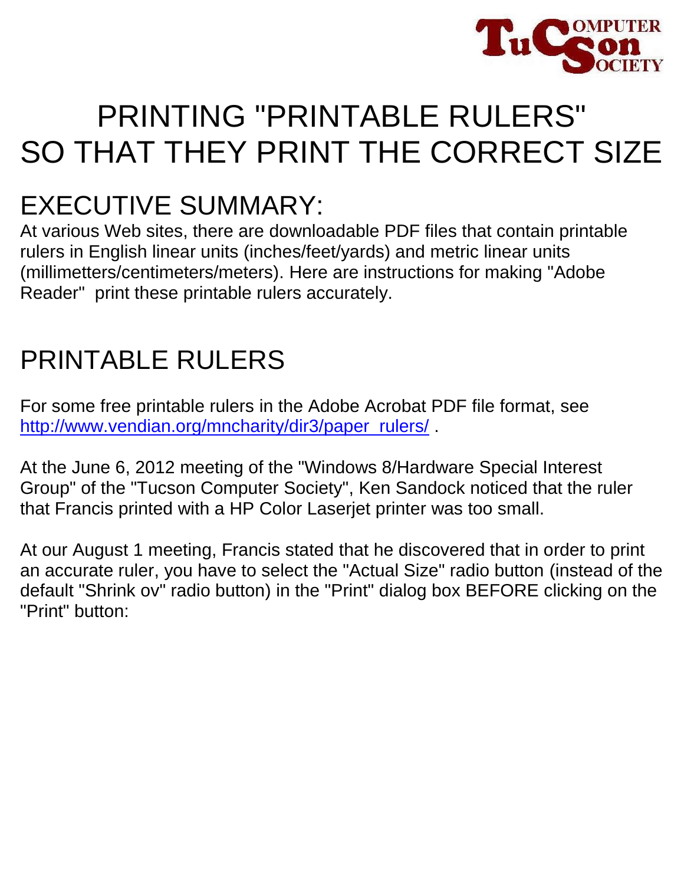# PRINTING "PRINTABLE RULERS" SO THAT THEY PRINT THE CORRECT SIZE

## EXECUTIVE SUMMARY:

At various Web sites, there are downloadable PDF files that contain printable rulers in English linear units (inches/feet/yards) and metric linear units (millimetters/centimeters/meters). Here are instructions for making "Adobe Reader" print these printable rulers accurately.

## PRINTABLE RULERS

For some free printable rulers in the Adobe Acrobat PDF file format, see [http://www.vendian.org/mncharity/dir3/paper_rulers/](http://www.vendian.org/mncharity/dir3/paper_rulers/) .

At the June 6, 2012 meeting of the "Windows 8/Hardware Special Interest Group" of the "Tucson Computer Society", Ken Sandock noticed that the ruler that Francis printed with a HP Color Laserjet printer was too small.

At our August 1 meeting, Francis stated that he discovered that in order to print an accurate ruler, you have to select the "Actual Size" radio button (instead of the default "Shrink ov" radio button) in the "Print" dialog box BEFORE clicking on the "Print" button: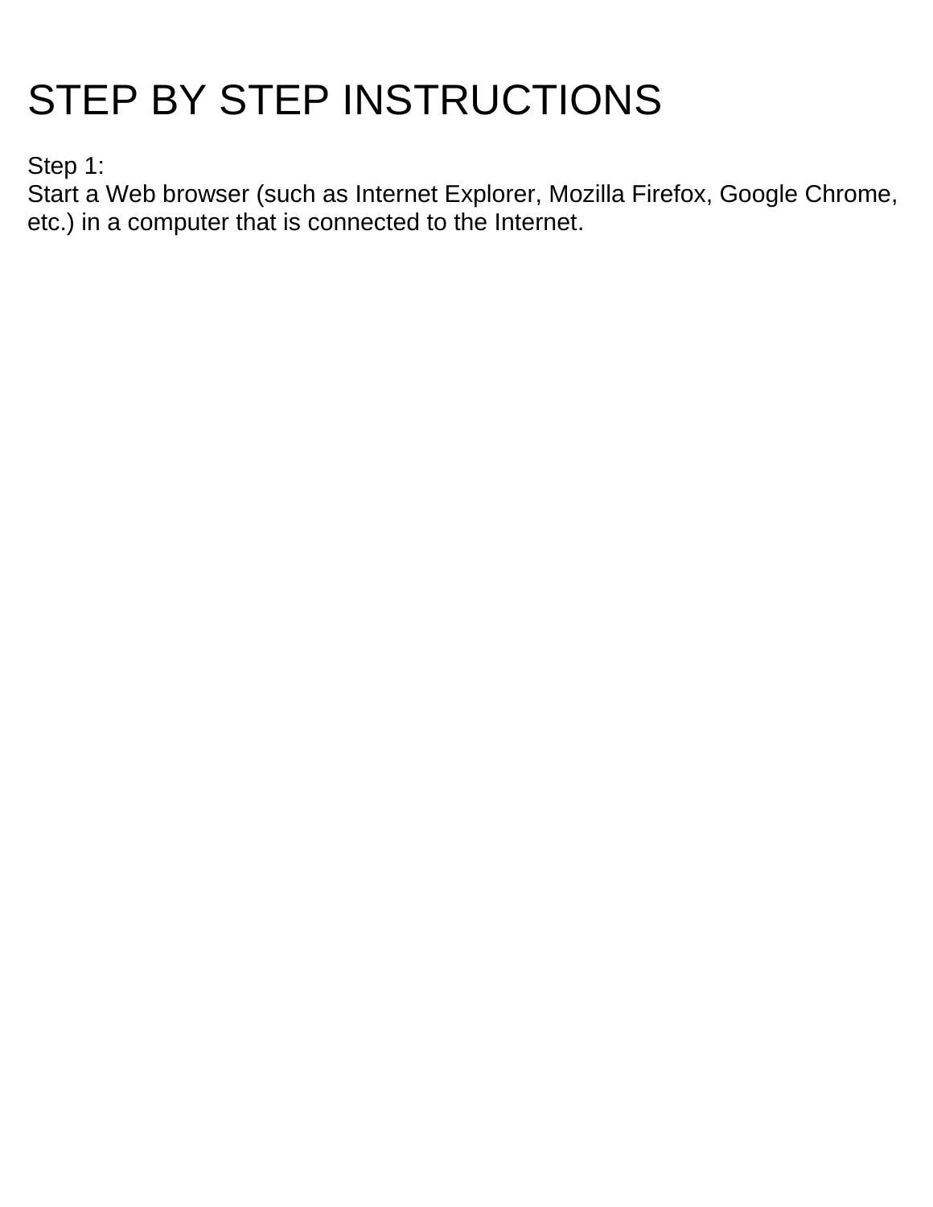# STEP BY STEP INSTRUCTIONS

Step 1:
Start a Web browser (such as Internet Explorer, Mozilla Firefox, Google Chrome, etc.) in a computer that is connected to the Internet.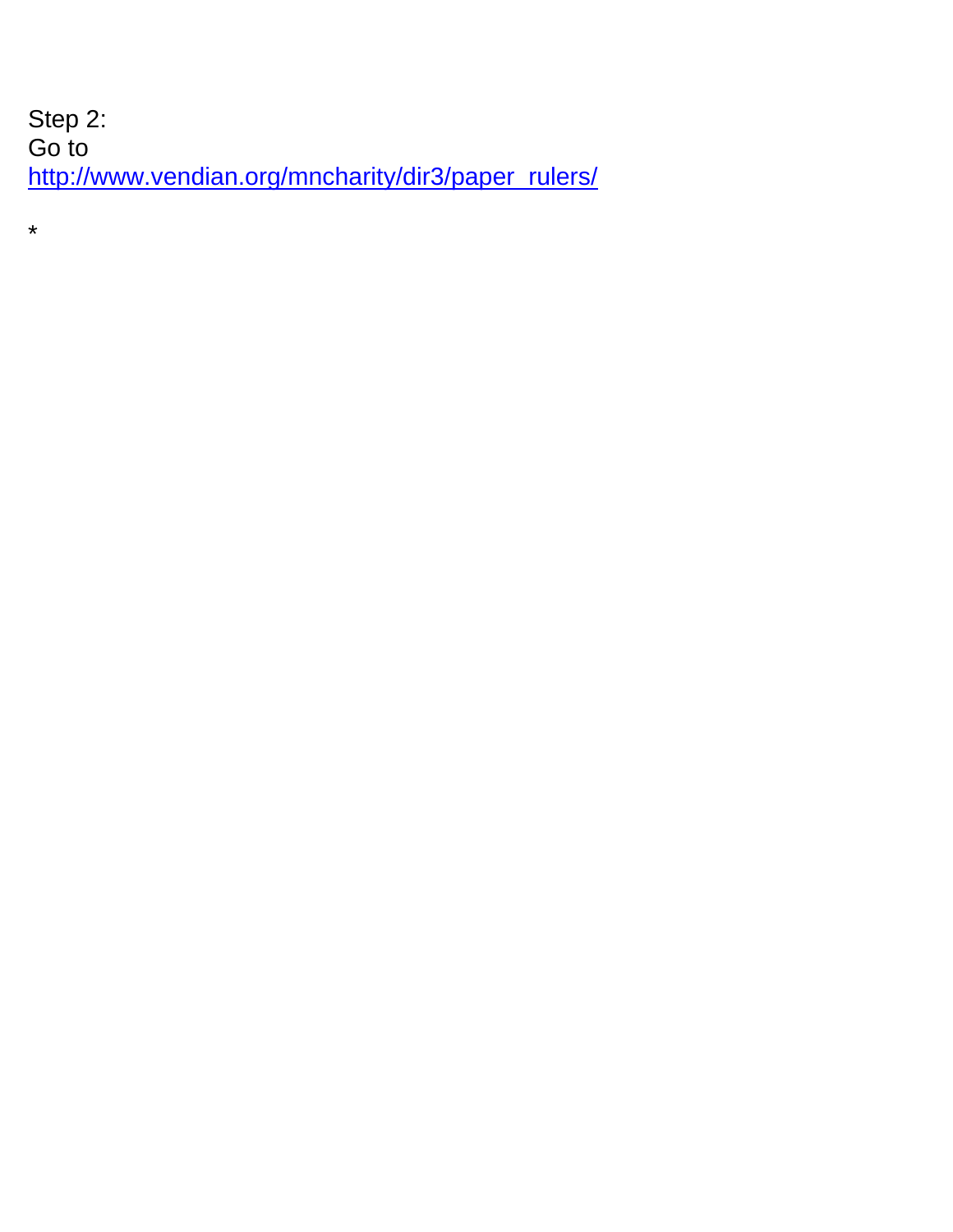Step 2:
Go to
[http://www.vendian.org/mncharity/dir3/paper_rulers/](http://www.vendian.org/mncharity/dir3/paper_rulers/)

*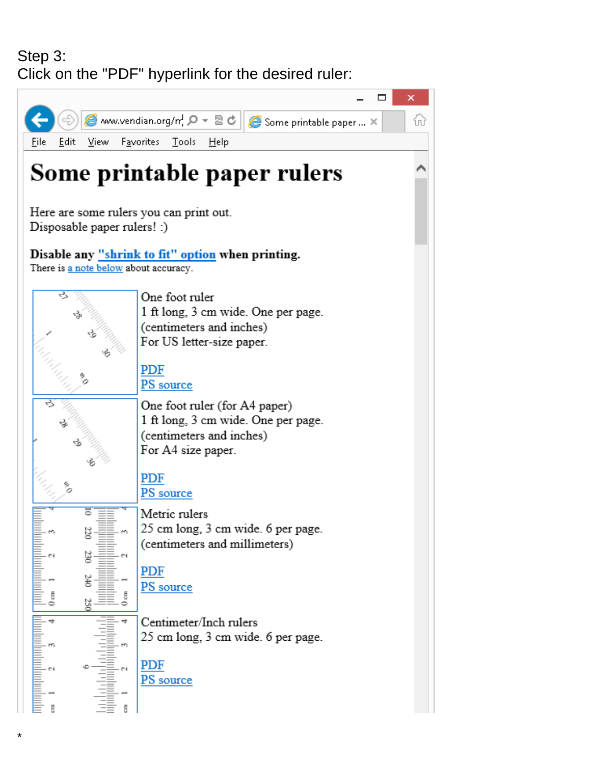Step 3:
Click on the "PDF" hyperlink for the desired ruler:

# Some printable paper rulers

Here are some rulers you can print out.
Disposable paper rulers! :)

**Disable any "shrink to fit" option when printing.**
There is a note below about accuracy.

One foot ruler
1 ft long, 3 cm wide. One per page.
(centimeters and inches)
For US letter-size paper.

PDF
PS source

One foot ruler (for A4 paper)
1 ft long, 3 cm wide. One per page.
(centimeters and inches)
For A4 size paper.

PDF
PS source

Metric rulers
25 cm long, 3 cm wide. 6 per page.
(centimeters and millimeters)

PDF
PS source

Centimeter/Inch rulers
25 cm long, 3 cm wide. 6 per page.

PDF
PS source

*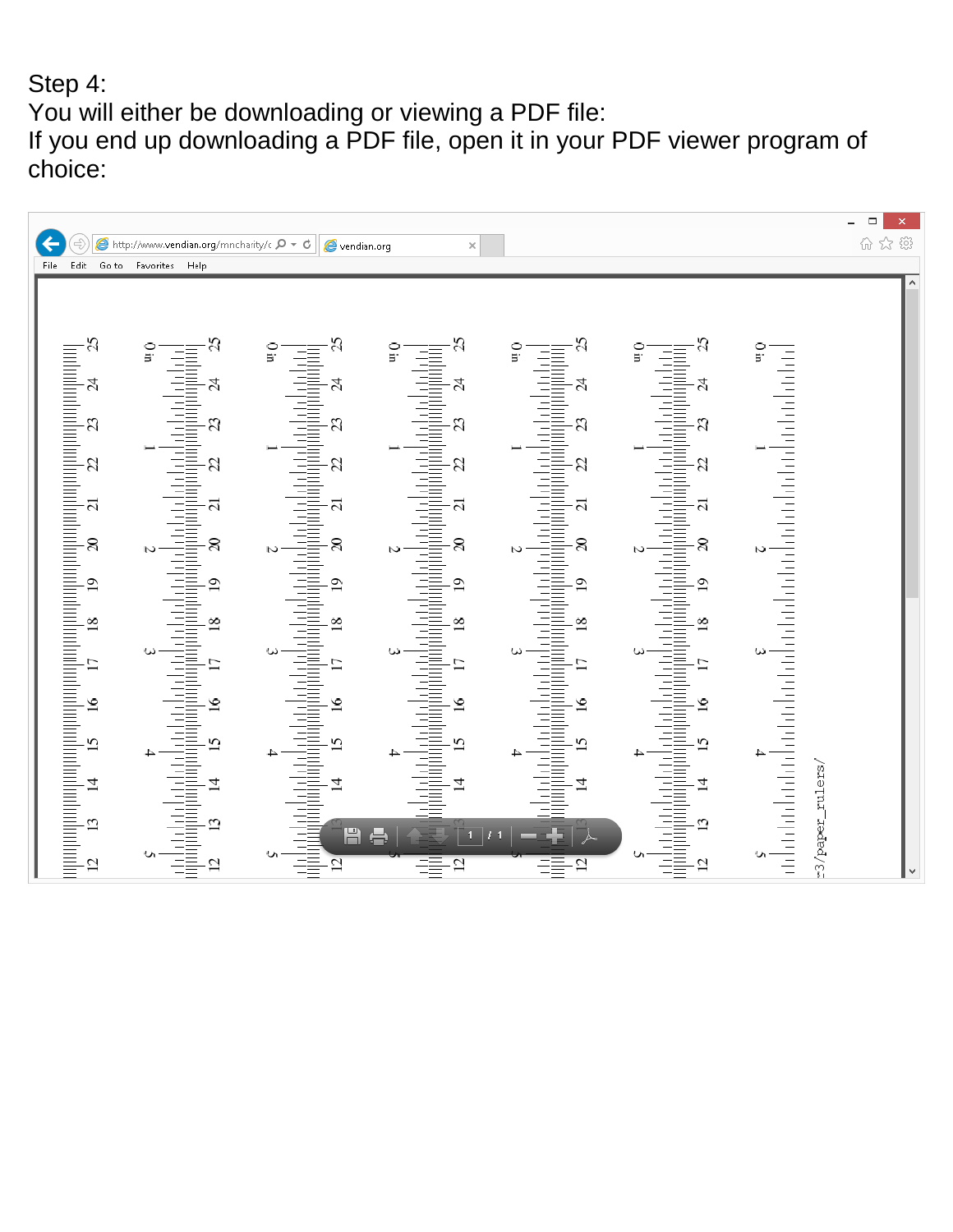Step 4:
You will either be downloading or viewing a PDF file:
If you end up downloading a PDF file, open it in your PDF viewer program of choice: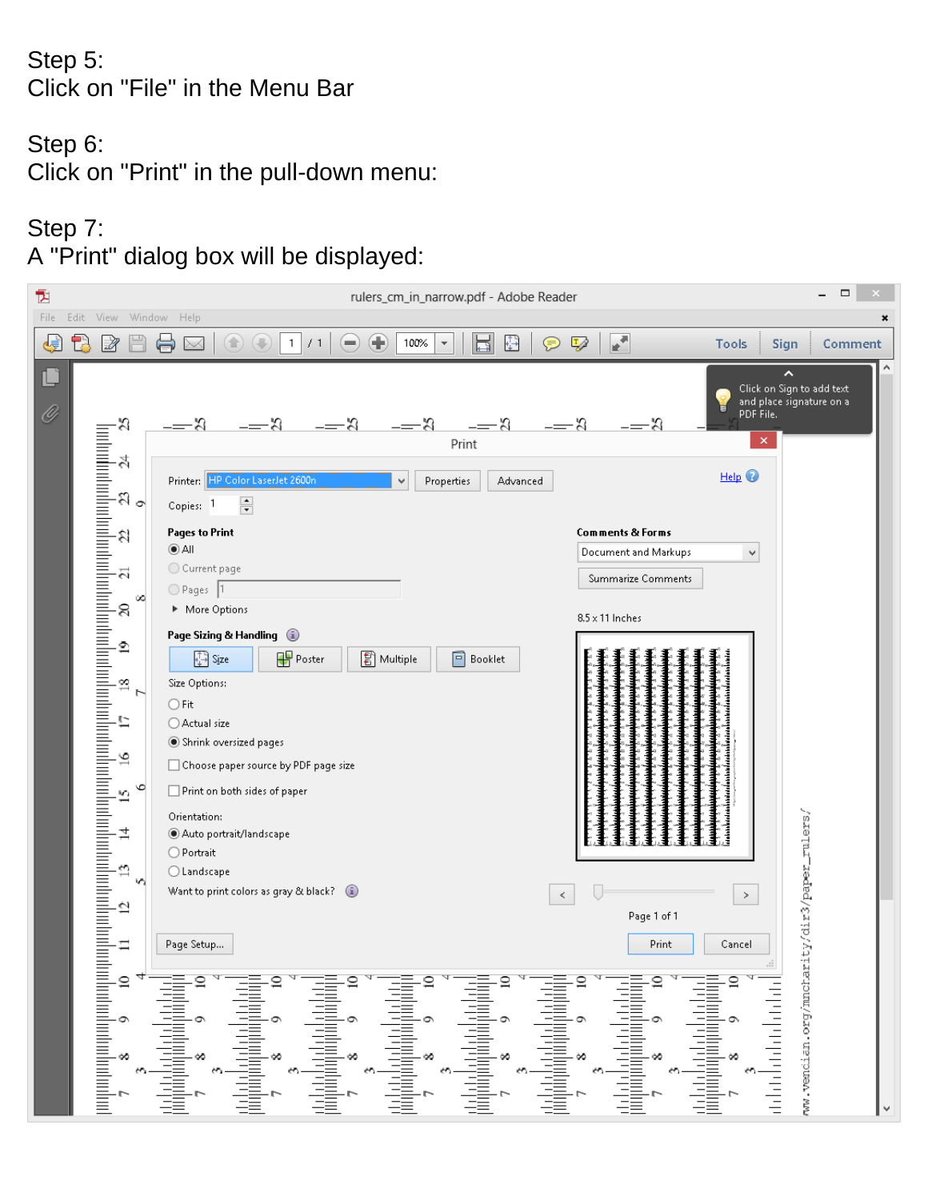Step 5:
Click on "File" in the Menu Bar

Step 6:
Click on "Print" in the pull-down menu:

Step 7:
A "Print" dialog box will be displayed: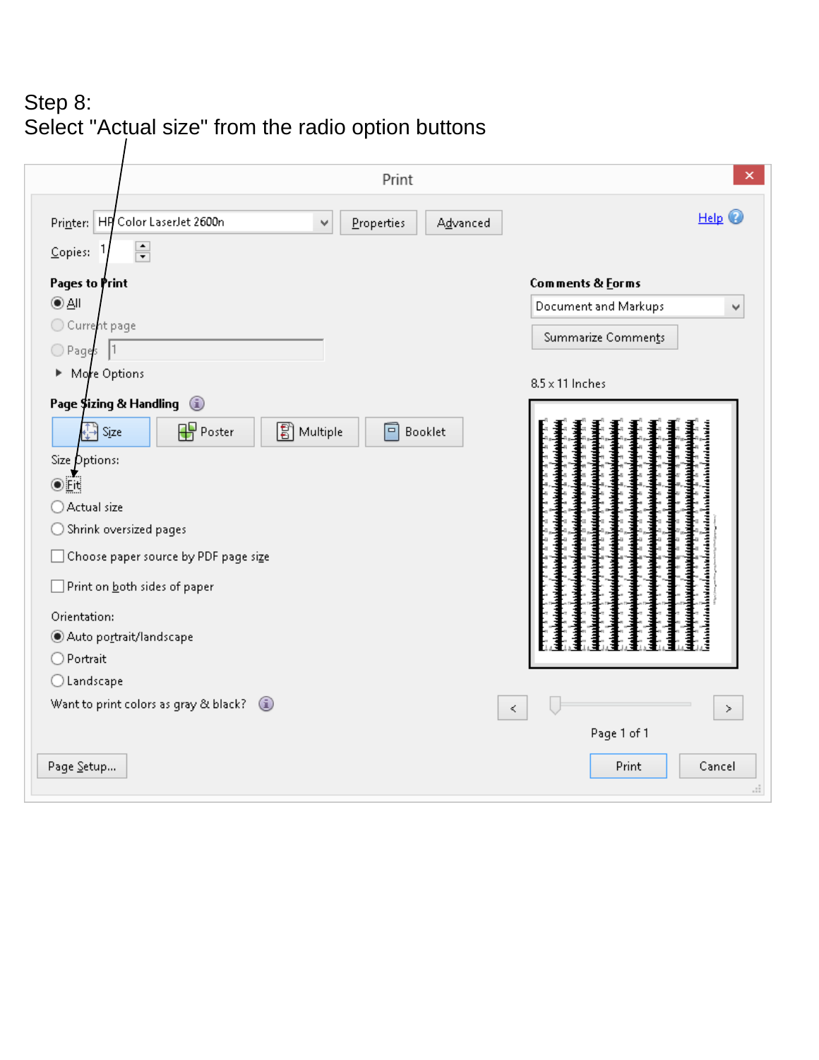Step 8:
Select "Actual size" from the radio option buttons

**Print**

Printer: HP Color LaserJet 2600n | Properties | Advanced | Help

Copies: 1

**Pages to Print**

- (•) All
- ( ) Current page
- ( ) Pages 1
- More Options

**Page Sizing & Handling**

Size | Poster | Multiple | Booklet

Size Options:

- (•) Fit
- ( ) Actual size
- ( ) Shrink oversized pages

[ ] Choose paper source by PDF page size

[ ] Print on both sides of paper

Orientation:

- (•) Auto portrait/landscape
- ( ) Portrait
- ( ) Landscape

Want to print colors as gray & black?

**Comments & Forms**

Document and Markups

Summarize Comments

8.5 x 11 Inches

Page 1 of 1

Page Setup... | Print | Cancel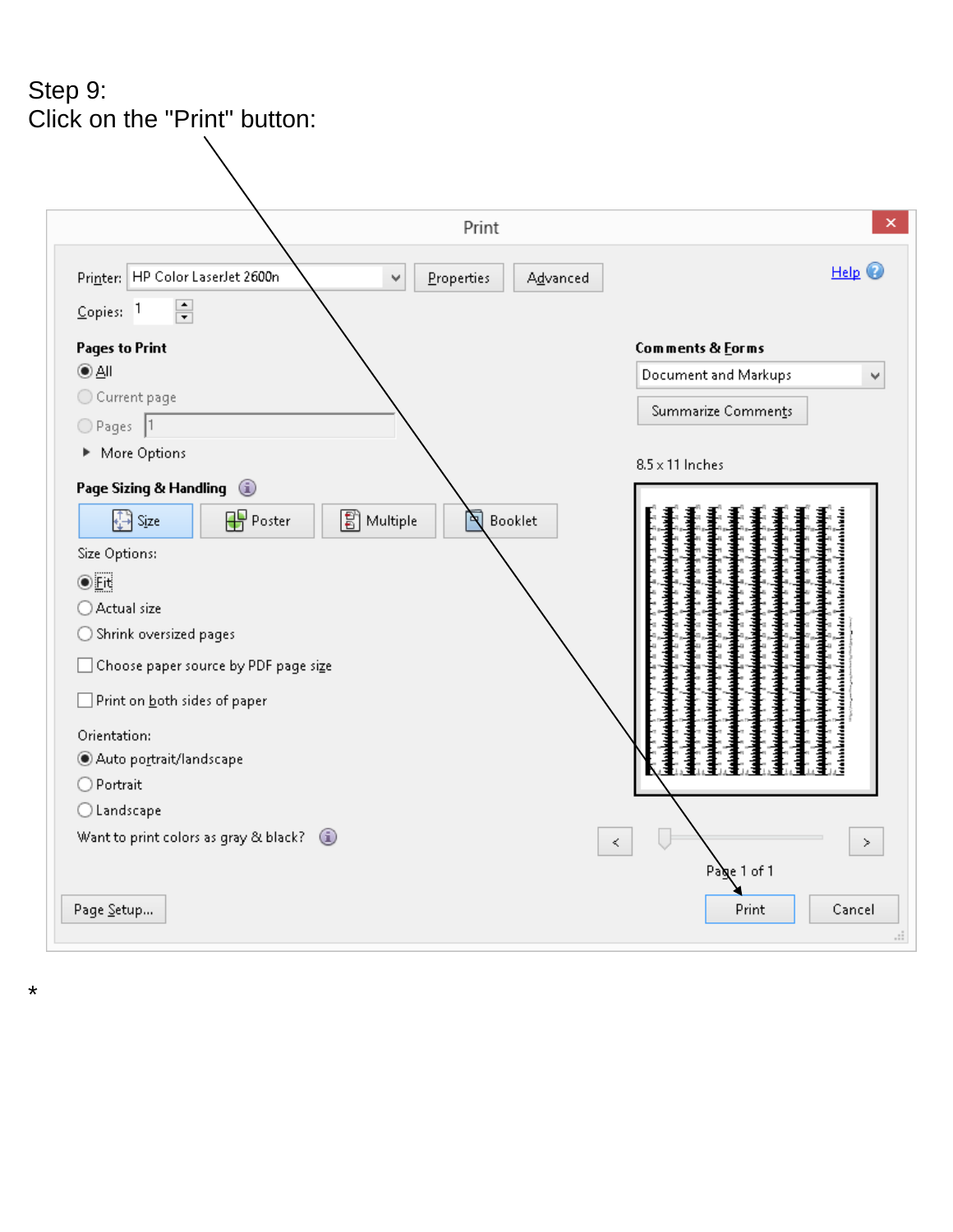Step 9:
Click on the "Print" button:

Print

Printer: HP Color LaserJet 2600n

Properties

Advanced

Help

Copies: 1

**Pages to Print**

All

Current page

Pages 1

More Options

**Page Sizing & Handling**

Size

Poster

Multiple

Booklet

Size Options:

Fit

Actual size

Shrink oversized pages

Choose paper source by PDF page size

Print on both sides of paper

Orientation:

Auto portrait/landscape

Portrait

Landscape

Want to print colors as gray & black?

**Comments & Forms**

Document and Markups

Summarize Comments

8.5 x 11 Inches

Page 1 of 1

Page Setup...

Print

Cancel

*